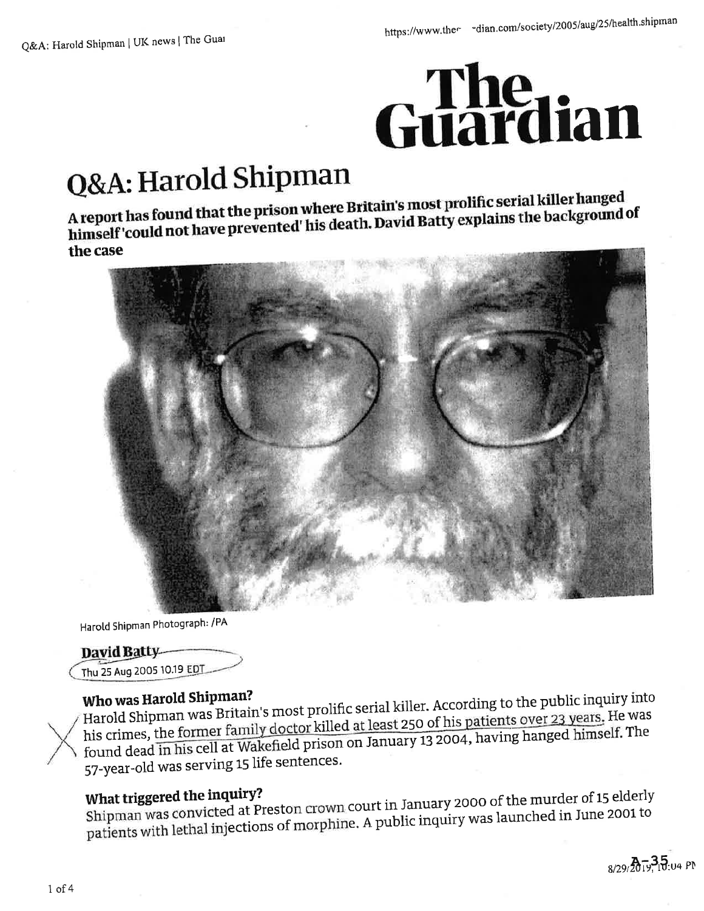# The Guardian

# Q&A: Harold Shipman

**A report has found that the prison where Britain's most prolific serial killer hanged himself 'could not have prevented' his death. David Batty explains the background of the case**

Harold Shipman Photograph: /PA

**David Batty**

Thu 25 Aug 2005 10.19 EDT

### Who was Harold Shipman?

Harold Shipman was Britain's most prolific serial killer. According to the public inquiry into his crimes, the former family doctor killed at least 250 of his patients over 23 years. He was found dead in his cell at Wakefield prison on January 13 2004, having hanged himself. The 57-year-old was serving 15 life sentences.

### What triggered the inquiry?

Shipman was convicted at Preston crown court in January 2000 of the murder of 15 elderly patients with lethal injections of morphine. A public inquiry was launched in June 2001 to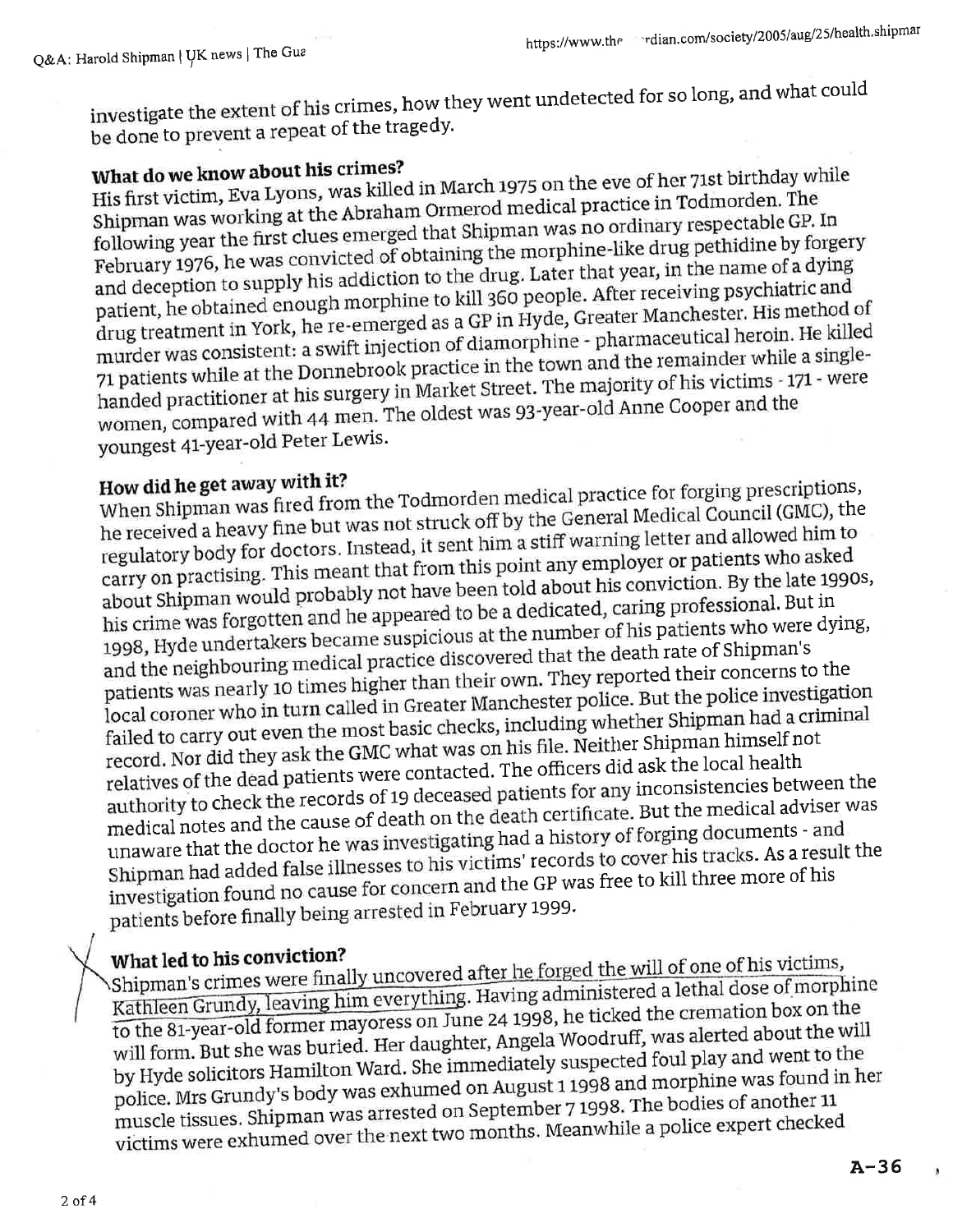investigate the extent of his crimes, how they went undetected for so long, and what could be done to prevent a repeat of the tragedy.

## What do we know about his crimes?

His first victim, Eva Lyons, was killed in March 1975 on the eve of her 71st birthday while Shipman was working at the Abraham Ormerod medical practice in Todmorden. The following year the first clues emerged that Shipman was no ordinary respectable GP. In February 1976, he was convicted of obtaining the morphine-like drug pethidine by forgery and deception to supply his addiction to the drug. Later that year, in the name of a dying patient, he obtained enough morphine to kill 360 people. After receiving psychiatric and drug treatment in York, he re-emerged as a GP in Hyde, Greater Manchester. His method of murder was consistent: a swift injection of diamorphine - pharmaceutical heroin. He killed 71 patients while at the Donnebrook practice in the town and the remainder while a single-handed practitioner at his surgery in Market Street. The majority of his victims - 171 - were women, compared with 44 men. The oldest was 93-year-old Anne Cooper and the youngest 41-year-old Peter Lewis.

## How did he get away with it?

When Shipman was fired from the Todmorden medical practice for forging prescriptions, he received a heavy fine but was not struck off by the General Medical Council (GMC), the regulatory body for doctors. Instead, it sent him a stiff warning letter and allowed him to carry on practising. This meant that from this point any employer or patients who asked about Shipman would probably not have been told about his conviction. By the late 1990s, his crime was forgotten and he appeared to be a dedicated, caring professional. But in 1998, Hyde undertakers became suspicious at the number of his patients who were dying, and the neighbouring medical practice discovered that the death rate of Shipman's patients was nearly 10 times higher than their own. They reported their concerns to the local coroner who in turn called in Greater Manchester police. But the police investigation failed to carry out even the most basic checks, including whether Shipman had a criminal record. Nor did they ask the GMC what was on his file. Neither Shipman himself not relatives of the dead patients were contacted. The officers did ask the local health authority to check the records of 19 deceased patients for any inconsistencies between the medical notes and the cause of death on the death certificate. But the medical adviser was unaware that the doctor he was investigating had a history of forging documents - and Shipman had added false illnesses to his victims' records to cover his tracks. As a result the investigation found no cause for concern and the GP was free to kill three more of his patients before finally being arrested in February 1999.

## What led to his conviction?

Shipman's crimes were finally uncovered after he forged the will of one of his victims, Kathleen Grundy, leaving him everything. Having administered a lethal dose of morphine to the 81-year-old former mayoress on June 24 1998, he ticked the cremation box on the will form. But she was buried. Her daughter, Angela Woodruff, was alerted about the will by Hyde solicitors Hamilton Ward. She immediately suspected foul play and went to the police. Mrs Grundy's body was exhumed on August 1 1998 and morphine was found in her muscle tissues. Shipman was arrested on September 7 1998. The bodies of another 11 victims were exhumed over the next two months. Meanwhile a police expert checked

A-36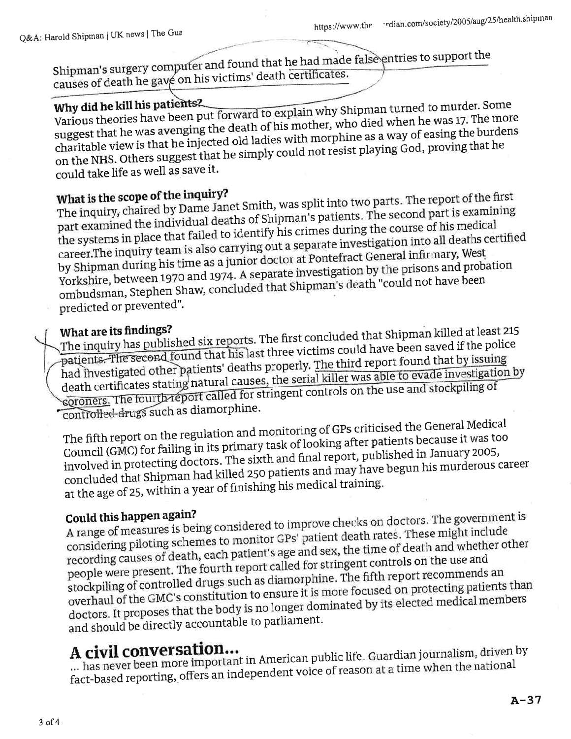Shipman's surgery computer and found that he had made false entries to support the causes of death he gave on his victims' death certificates.

### Why did he kill his patients?

Various theories have been put forward to explain why Shipman turned to murder. Some suggest that he was avenging the death of his mother, who died when he was 17. The more charitable view is that he injected old ladies with morphine as a way of easing the burdens on the NHS. Others suggest that he simply could not resist playing God, proving that he could take life as well as save it.

### What is the scope of the inquiry?

The inquiry, chaired by Dame Janet Smith, was split into two parts. The report of the first part examined the individual deaths of Shipman's patients. The second part is examining the systems in place that failed to identify his crimes during the course of his medical career.The inquiry team is also carrying out a separate investigation into all deaths certified by Shipman during his time as a junior doctor at Pontefract General infirmary, West Yorkshire, between 1970 and 1974. A separate investigation by the prisons and probation ombudsman, Stephen Shaw, concluded that Shipman's death "could not have been predicted or prevented".

### What are its findings?

The inquiry has published six reports. The first concluded that Shipman killed at least 215 patients. The second found that his last three victims could have been saved if the police had investigated other patients' deaths properly. The third report found that by issuing death certificates stating natural causes, the serial killer was able to evade investigation by coroners. The fourth report called for stringent controls on the use and stockpiling of controlled drugs such as diamorphine.

The fifth report on the regulation and monitoring of GPs criticised the General Medical Council (GMC) for failing in its primary task of looking after patients because it was too involved in protecting doctors. The sixth and final report, published in January 2005, concluded that Shipman had killed 250 patients and may have begun his murderous career at the age of 25, within a year of finishing his medical training.

### Could this happen again?

A range of measures is being considered to improve checks on doctors. The government is considering piloting schemes to monitor GPs' patient death rates. These might include recording causes of death, each patient's age and sex, the time of death and whether other people were present. The fourth report called for stringent controls on the use and stockpiling of controlled drugs such as diamorphine. The fifth report recommends an overhaul of the GMC's constitution to ensure it is more focused on protecting patients than doctors. It proposes that the body is no longer dominated by its elected medical members and should be directly accountable to parliament.

## A civil conversation...

... has never been more important in American public life. Guardian journalism, driven by fact-based reporting, offers an independent voice of reason at a time when the national

A-37